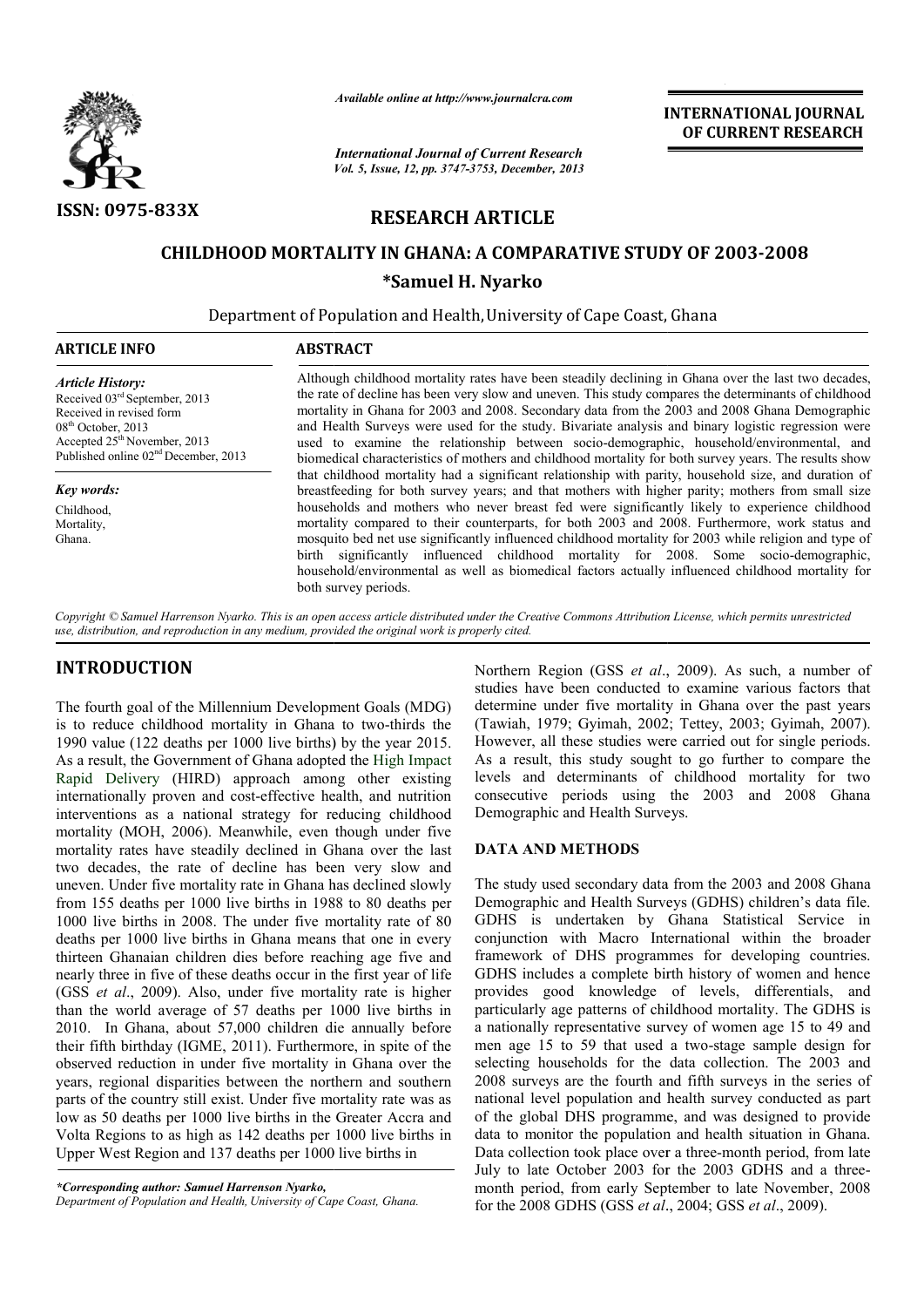*Available online at http://www.journalcra.com*

*International Journal of Current Research*
*Vol. 5, Issue, 12, pp. 3747-3753, December, 2013*

**INTERNATIONAL JOURNAL OF CURRENT RESEARCH**

**ISSN: 0975-833X**

## RESEARCH ARTICLE

# CHILDHOOD MORTALITY IN GHANA: A COMPARATIVE STUDY OF 2003-2008

**\*Samuel H. Nyarko**

Department of Population and Health, University of Cape Coast, Ghana

### ARTICLE INFO

*Article History:*
Received 03rd September, 2013
Received in revised form
08th October, 2013
Accepted 25th November, 2013
Published online 02nd December, 2013

*Key words:*
Childhood,
Mortality,
Ghana.

### ABSTRACT

Although childhood mortality rates have been steadily declining in Ghana over the last two decades, the rate of decline has been very slow and uneven. This study compares the determinants of childhood mortality in Ghana for 2003 and 2008. Secondary data from the 2003 and 2008 Ghana Demographic and Health Surveys were used for the study. Bivariate analysis and binary logistic regression were used to examine the relationship between socio-demographic, household/environmental, and biomedical characteristics of mothers and childhood mortality for both survey years. The results show that childhood mortality had a significant relationship with parity, household size, and duration of breastfeeding for both survey years; and that mothers with higher parity; mothers from small size households and mothers who never breast fed were significantly likely to experience childhood mortality compared to their counterparts, for both 2003 and 2008. Furthermore, work status and mosquito bed net use significantly influenced childhood mortality for 2003 while religion and type of birth significantly influenced childhood mortality for 2008. Some socio-demographic, household/environmental as well as biomedical factors actually influenced childhood mortality for both survey periods.

*Copyright © Samuel Harrenson Nyarko. This is an open access article distributed under the Creative Commons Attribution License, which permits unrestricted use, distribution, and reproduction in any medium, provided the original work is properly cited.*

## INTRODUCTION

The fourth goal of the Millennium Development Goals (MDG) is to reduce childhood mortality in Ghana to two-thirds the 1990 value (122 deaths per 1000 live births) by the year 2015. As a result, the Government of Ghana adopted the High Impact Rapid Delivery (HIRD) approach among other existing internationally proven and cost-effective health, and nutrition interventions as a national strategy for reducing childhood mortality (MOH, 2006). Meanwhile, even though under five mortality rates have steadily declined in Ghana over the last two decades, the rate of decline has been very slow and uneven. Under five mortality rate in Ghana has declined slowly from 155 deaths per 1000 live births in 1988 to 80 deaths per 1000 live births in 2008. The under five mortality rate of 80 deaths per 1000 live births in Ghana means that one in every thirteen Ghanaian children dies before reaching age five and nearly three in five of these deaths occur in the first year of life (GSS *et al*., 2009). Also, under five mortality rate is higher than the world average of 57 deaths per 1000 live births in 2010. In Ghana, about 57,000 children die annually before their fifth birthday (IGME, 2011). Furthermore, in spite of the observed reduction in under five mortality in Ghana over the years, regional disparities between the northern and southern parts of the country still exist. Under five mortality rate was as low as 50 deaths per 1000 live births in the Greater Accra and Volta Regions to as high as 142 deaths per 1000 live births in Upper West Region and 137 deaths per 1000 live births in Northern Region (GSS *et al*., 2009). As such, a number of studies have been conducted to examine various factors that determine under five mortality in Ghana over the past years (Tawiah, 1979; Gyimah, 2002; Tettey, 2003; Gyimah, 2007). However, all these studies were carried out for single periods. As a result, this study sought to go further to compare the levels and determinants of childhood mortality for two consecutive periods using the 2003 and 2008 Ghana Demographic and Health Surveys.

*\*Corresponding author: Samuel Harrenson Nyarko,*
*Department of Population and Health, University of Cape Coast, Ghana.*

## DATA AND METHODS

The study used secondary data from the 2003 and 2008 Ghana Demographic and Health Surveys (GDHS) children's data file. GDHS is undertaken by Ghana Statistical Service in conjunction with Macro International within the broader framework of DHS programmes for developing countries. GDHS includes a complete birth history of women and hence provides good knowledge of levels, differentials, and particularly age patterns of childhood mortality. The GDHS is a nationally representative survey of women age 15 to 49 and men age 15 to 59 that used a two-stage sample design for selecting households for the data collection. The 2003 and 2008 surveys are the fourth and fifth surveys in the series of national level population and health survey conducted as part of the global DHS programme, and was designed to provide data to monitor the population and health situation in Ghana. Data collection took place over a three-month period, from late July to late October 2003 for the 2003 GDHS and a three-month period, from early September to late November, 2008 for the 2008 GDHS (GSS *et al*., 2004; GSS *et al*., 2009).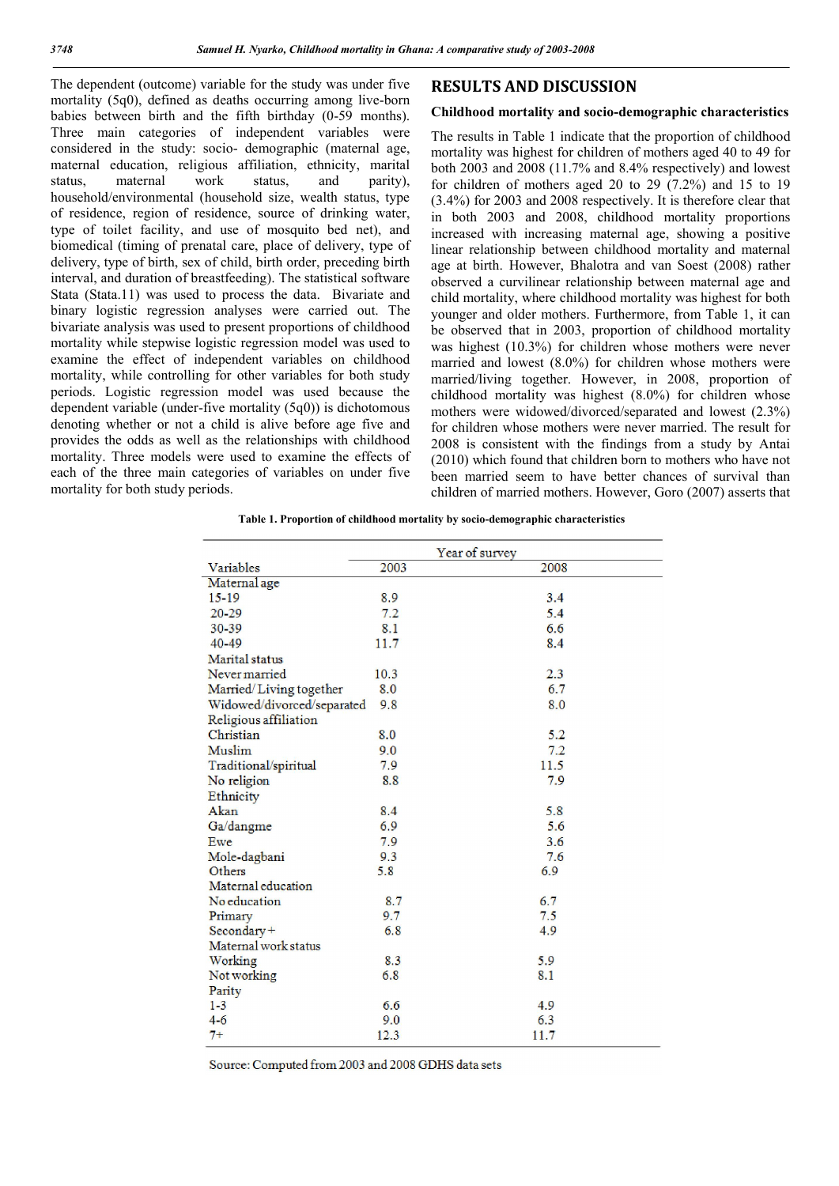The dependent (outcome) variable for the study was under five mortality (5q0), defined as deaths occurring among live-born babies between birth and the fifth birthday (0-59 months). Three main categories of independent variables were considered in the study: socio- demographic (maternal age, maternal education, religious affiliation, ethnicity, marital status, maternal work status, and parity), household/environmental (household size, wealth status, type of residence, region of residence, source of drinking water, type of toilet facility, and use of mosquito bed net), and biomedical (timing of prenatal care, place of delivery, type of delivery, type of birth, sex of child, birth order, preceding birth interval, and duration of breastfeeding). The statistical software Stata (Stata.11) was used to process the data. Bivariate and binary logistic regression analyses were carried out. The bivariate analysis was used to present proportions of childhood mortality while stepwise logistic regression model was used to examine the effect of independent variables on childhood mortality, while controlling for other variables for both study periods. Logistic regression model was used because the dependent variable (under-five mortality (5q0)) is dichotomous denoting whether or not a child is alive before age five and provides the odds as well as the relationships with childhood mortality. Three models were used to examine the effects of each of the three main categories of variables on under five mortality for both study periods.

## RESULTS AND DISCUSSION

### Childhood mortality and socio-demographic characteristics

The results in Table 1 indicate that the proportion of childhood mortality was highest for children of mothers aged 40 to 49 for both 2003 and 2008 (11.7% and 8.4% respectively) and lowest for children of mothers aged 20 to 29 (7.2%) and 15 to 19 (3.4%) for 2003 and 2008 respectively. It is therefore clear that in both 2003 and 2008, childhood mortality proportions increased with increasing maternal age, showing a positive linear relationship between childhood mortality and maternal age at birth. However, Bhalotra and van Soest (2008) rather observed a curvilinear relationship between maternal age and child mortality, where childhood mortality was highest for both younger and older mothers. Furthermore, from Table 1, it can be observed that in 2003, proportion of childhood mortality was highest (10.3%) for children whose mothers were never married and lowest (8.0%) for children whose mothers were married/living together. However, in 2008, proportion of childhood mortality was highest (8.0%) for children whose mothers were widowed/divorced/separated and lowest (2.3%) for children whose mothers were never married. The result for 2008 is consistent with the findings from a study by Antai (2010) which found that children born to mothers who have not been married seem to have better chances of survival than children of married mothers. However, Goro (2007) asserts that

**Table 1. Proportion of childhood mortality by socio-demographic characteristics**

| Variables | Year of survey | |
|---|---|---|
| | 2003 | 2008 |
| Maternal age | | |
| 15-19 | 8.9 | 3.4 |
| 20-29 | 7.2 | 5.4 |
| 30-39 | 8.1 | 6.6 |
| 40-49 | 11.7 | 8.4 |
| Marital status | | |
| Never married | 10.3 | 2.3 |
| Married/ Living together | 8.0 | 6.7 |
| Widowed/divorced/separated | 9.8 | 8.0 |
| Religious affiliation | | |
| Christian | 8.0 | 5.2 |
| Muslim | 9.0 | 7.2 |
| Traditional/spiritual | 7.9 | 11.5 |
| No religion | 8.8 | 7.9 |
| Ethnicity | | |
| Akan | 8.4 | 5.8 |
| Ga/dangme | 6.9 | 5.6 |
| Ewe | 7.9 | 3.6 |
| Mole-dagbani | 9.3 | 7.6 |
| Others | 5.8 | 6.9 |
| Maternal education | | |
| No education | 8.7 | 6.7 |
| Primary | 9.7 | 7.5 |
| Secondary+ | 6.8 | 4.9 |
| Maternal work status | | |
| Working | 8.3 | 5.9 |
| Not working | 6.8 | 8.1 |
| Parity | | |
| 1-3 | 6.6 | 4.9 |
| 4-6 | 9.0 | 6.3 |
| 7+ | 12.3 | 11.7 |

Source: Computed from 2003 and 2008 GDHS data sets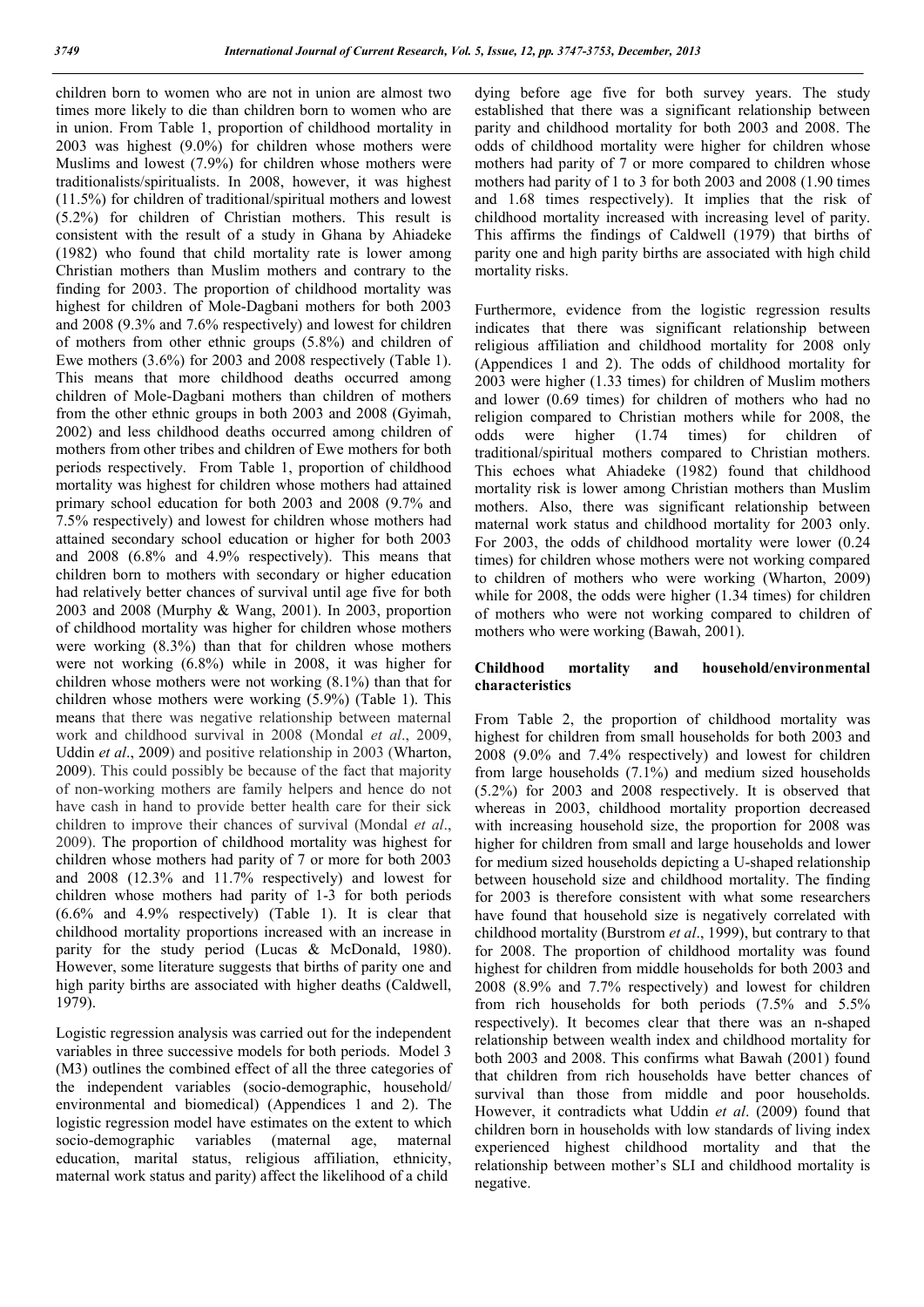children born to women who are not in union are almost two times more likely to die than children born to women who are in union. From Table 1, proportion of childhood mortality in 2003 was highest (9.0%) for children whose mothers were Muslims and lowest (7.9%) for children whose mothers were traditionalists/spiritualists. In 2008, however, it was highest (11.5%) for children of traditional/spiritual mothers and lowest (5.2%) for children of Christian mothers. This result is consistent with the result of a study in Ghana by Ahiadeke (1982) who found that child mortality rate is lower among Christian mothers than Muslim mothers and contrary to the finding for 2003. The proportion of childhood mortality was highest for children of Mole-Dagbani mothers for both 2003 and 2008 (9.3% and 7.6% respectively) and lowest for children of mothers from other ethnic groups (5.8%) and children of Ewe mothers (3.6%) for 2003 and 2008 respectively (Table 1). This means that more childhood deaths occurred among children of Mole-Dagbani mothers than children of mothers from the other ethnic groups in both 2003 and 2008 (Gyimah, 2002) and less childhood deaths occurred among children of mothers from other tribes and children of Ewe mothers for both periods respectively. From Table 1, proportion of childhood mortality was highest for children whose mothers had attained primary school education for both 2003 and 2008 (9.7% and 7.5% respectively) and lowest for children whose mothers had attained secondary school education or higher for both 2003 and 2008 (6.8% and 4.9% respectively). This means that children born to mothers with secondary or higher education had relatively better chances of survival until age five for both 2003 and 2008 (Murphy & Wang, 2001). In 2003, proportion of childhood mortality was higher for children whose mothers were working (8.3%) than that for children whose mothers were not working (6.8%) while in 2008, it was higher for children whose mothers were not working (8.1%) than that for children whose mothers were working (5.9%) (Table 1). This means that there was negative relationship between maternal work and childhood survival in 2008 (Mondal *et al*., 2009, Uddin *et al*., 2009) and positive relationship in 2003 (Wharton, 2009). This could possibly be because of the fact that majority of non-working mothers are family helpers and hence do not have cash in hand to provide better health care for their sick children to improve their chances of survival (Mondal *et al*., 2009). The proportion of childhood mortality was highest for children whose mothers had parity of 7 or more for both 2003 and 2008 (12.3% and 11.7% respectively) and lowest for children whose mothers had parity of 1-3 for both periods (6.6% and 4.9% respectively) (Table 1). It is clear that childhood mortality proportions increased with an increase in parity for the study period (Lucas & McDonald, 1980). However, some literature suggests that births of parity one and high parity births are associated with higher deaths (Caldwell, 1979).

Logistic regression analysis was carried out for the independent variables in three successive models for both periods. Model 3 (M3) outlines the combined effect of all the three categories of the independent variables (socio-demographic, household/ environmental and biomedical) (Appendices 1 and 2). The logistic regression model have estimates on the extent to which socio-demographic variables (maternal age, maternal education, marital status, religious affiliation, ethnicity, maternal work status and parity) affect the likelihood of a child dying before age five for both survey years. The study established that there was a significant relationship between parity and childhood mortality for both 2003 and 2008. The odds of childhood mortality were higher for children whose mothers had parity of 7 or more compared to children whose mothers had parity of 1 to 3 for both 2003 and 2008 (1.90 times and 1.68 times respectively). It implies that the risk of childhood mortality increased with increasing level of parity. This affirms the findings of Caldwell (1979) that births of parity one and high parity births are associated with high child mortality risks.

Furthermore, evidence from the logistic regression results indicates that there was significant relationship between religious affiliation and childhood mortality for 2008 only (Appendices 1 and 2). The odds of childhood mortality for 2003 were higher (1.33 times) for children of Muslim mothers and lower (0.69 times) for children of mothers who had no religion compared to Christian mothers while for 2008, the odds were higher (1.74 times) for children of traditional/spiritual mothers compared to Christian mothers. This echoes what Ahiadeke (1982) found that childhood mortality risk is lower among Christian mothers than Muslim mothers. Also, there was significant relationship between maternal work status and childhood mortality for 2003 only. For 2003, the odds of childhood mortality were lower (0.24 times) for children whose mothers were not working compared to children of mothers who were working (Wharton, 2009) while for 2008, the odds were higher (1.34 times) for children of mothers who were not working compared to children of mothers who were working (Bawah, 2001).

### Childhood mortality and household/environmental characteristics

From Table 2, the proportion of childhood mortality was highest for children from small households for both 2003 and 2008 (9.0% and 7.4% respectively) and lowest for children from large households (7.1%) and medium sized households (5.2%) for 2003 and 2008 respectively. It is observed that whereas in 2003, childhood mortality proportion decreased with increasing household size, the proportion for 2008 was higher for children from small and large households and lower for medium sized households depicting a U-shaped relationship between household size and childhood mortality. The finding for 2003 is therefore consistent with what some researchers have found that household size is negatively correlated with childhood mortality (Burstrom *et al*., 1999), but contrary to that for 2008. The proportion of childhood mortality was found highest for children from middle households for both 2003 and 2008 (8.9% and 7.7% respectively) and lowest for children from rich households for both periods (7.5% and 5.5% respectively). It becomes clear that there was an n-shaped relationship between wealth index and childhood mortality for both 2003 and 2008. This confirms what Bawah (2001) found that children from rich households have better chances of survival than those from middle and poor households. However, it contradicts what Uddin *et al*. (2009) found that children born in households with low standards of living index experienced highest childhood mortality and that the relationship between mother's SLI and childhood mortality is negative.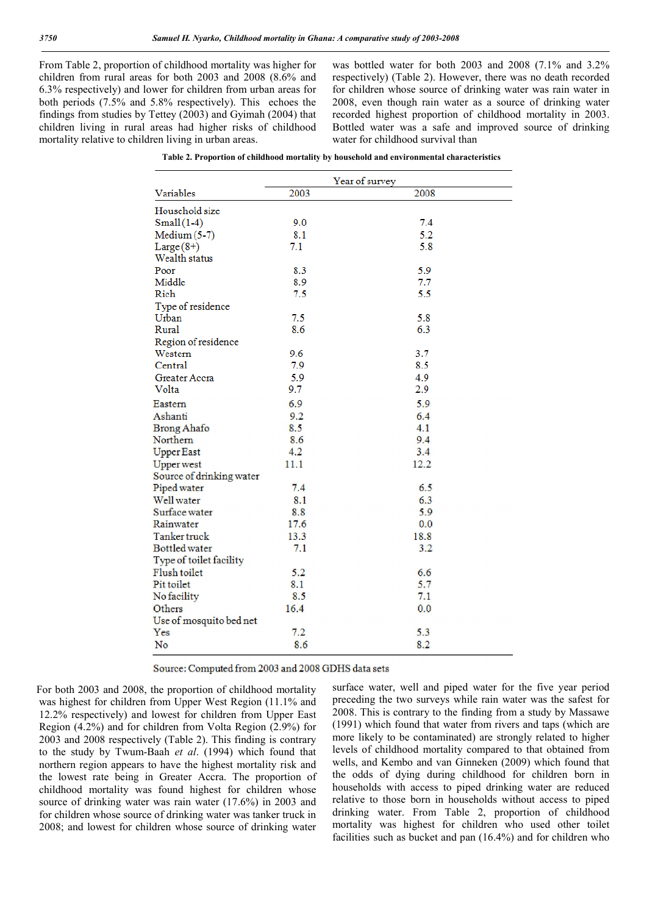From Table 2, proportion of childhood mortality was higher for children from rural areas for both 2003 and 2008 (8.6% and 6.3% respectively) and lower for children from urban areas for both periods (7.5% and 5.8% respectively). This echoes the findings from studies by Tettey (2003) and Gyimah (2004) that children living in rural areas had higher risks of childhood mortality relative to children living in urban areas.

**Table 2. Proportion of childhood mortality by household and environmental characteristics**

| Variables | Year of survey | |
|---|---|---|
| | 2003 | 2008 |
| Household size | | |
| Small (1-4) | 9.0 | 7.4 |
| Medium (5-7) | 8.1 | 5.2 |
| Large (8+) | 7.1 | 5.8 |
| Wealth status | | |
| Poor | 8.3 | 5.9 |
| Middle | 8.9 | 7.7 |
| Rich | 7.5 | 5.5 |
| Type of residence | | |
| Urban | 7.5 | 5.8 |
| Rural | 8.6 | 6.3 |
| Region of residence | | |
| Western | 9.6 | 3.7 |
| Central | 7.9 | 8.5 |
| Greater Accra | 5.9 | 4.9 |
| Volta | 9.7 | 2.9 |
| Eastern | 6.9 | 5.9 |
| Ashanti | 9.2 | 6.4 |
| Brong Ahafo | 8.5 | 4.1 |
| Northern | 8.6 | 9.4 |
| Upper East | 4.2 | 3.4 |
| Upper west | 11.1 | 12.2 |
| Source of drinking water | | |
| Piped water | 7.4 | 6.5 |
| Well water | 8.1 | 6.3 |
| Surface water | 8.8 | 5.9 |
| Rainwater | 17.6 | 0.0 |
| Tanker truck | 13.3 | 18.8 |
| Bottled water | 7.1 | 3.2 |
| Type of toilet facility | | |
| Flush toilet | 5.2 | 6.6 |
| Pit toilet | 8.1 | 5.7 |
| No facility | 8.5 | 7.1 |
| Others | 16.4 | 0.0 |
| Use of mosquito bed net | | |
| Yes | 7.2 | 5.3 |
| No | 8.6 | 8.2 |

Source: Computed from 2003 and 2008 GDHS data sets

For both 2003 and 2008, the proportion of childhood mortality was highest for children from Upper West Region (11.1% and 12.2% respectively) and lowest for children from Upper East Region (4.2%) and for children from Volta Region (2.9%) for 2003 and 2008 respectively (Table 2). This finding is contrary to the study by Twum-Baah *et al*. (1994) which found that northern region appears to have the highest mortality risk and the lowest rate being in Greater Accra. The proportion of childhood mortality was found highest for children whose source of drinking water was rain water (17.6%) in 2003 and for children whose source of drinking water was tanker truck in 2008; and lowest for children whose source of drinking water was bottled water for both 2003 and 2008 (7.1% and 3.2% respectively) (Table 2). However, there was no death recorded for children whose source of drinking water was rain water in 2008, even though rain water as a source of drinking water recorded highest proportion of childhood mortality in 2003. Bottled water was a safe and improved source of drinking water for childhood survival than surface water, well and piped water for the five year period preceding the two surveys while rain water was the safest for 2008. This is contrary to the finding from a study by Massawe (1991) which found that water from rivers and taps (which are more likely to be contaminated) are strongly related to higher levels of childhood mortality compared to that obtained from wells, and Kembo and van Ginneken (2009) which found that the odds of dying during childhood for children born in households with access to piped drinking water are reduced relative to those born in households without access to piped drinking water. From Table 2, proportion of childhood mortality was highest for children who used other toilet facilities such as bucket and pan (16.4%) and for children who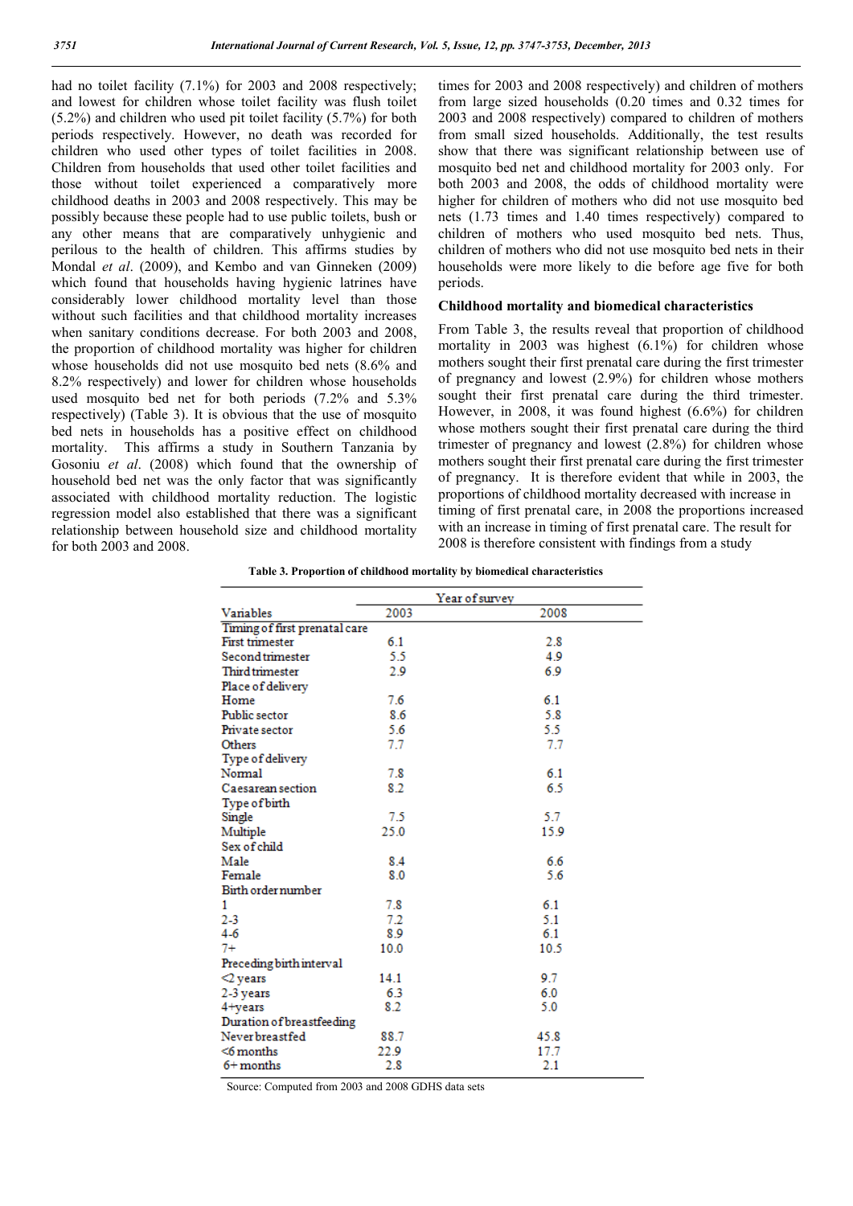had no toilet facility (7.1%) for 2003 and 2008 respectively; and lowest for children whose toilet facility was flush toilet (5.2%) and children who used pit toilet facility (5.7%) for both periods respectively. However, no death was recorded for children who used other types of toilet facilities in 2008. Children from households that used other toilet facilities and those without toilet experienced a comparatively more childhood deaths in 2003 and 2008 respectively. This may be possibly because these people had to use public toilets, bush or any other means that are comparatively unhygienic and perilous to the health of children. This affirms studies by Mondal *et al*. (2009), and Kembo and van Ginneken (2009) which found that households having hygienic latrines have considerably lower childhood mortality level than those without such facilities and that childhood mortality increases when sanitary conditions decrease. For both 2003 and 2008, the proportion of childhood mortality was higher for children whose households did not use mosquito bed nets (8.6% and 8.2% respectively) and lower for children whose households used mosquito bed net for both periods (7.2% and 5.3% respectively) (Table 3). It is obvious that the use of mosquito bed nets in households has a positive effect on childhood mortality. This affirms a study in Southern Tanzania by Gosoniu *et al*. (2008) which found that the ownership of household bed net was the only factor that was significantly associated with childhood mortality reduction. The logistic regression model also established that there was a significant relationship between household size and childhood mortality for both 2003 and 2008.

times for 2003 and 2008 respectively) and children of mothers from large sized households (0.20 times and 0.32 times for 2003 and 2008 respectively) compared to children of mothers from small sized households. Additionally, the test results show that there was significant relationship between use of mosquito bed net and childhood mortality for 2003 only. For both 2003 and 2008, the odds of childhood mortality were higher for children of mothers who did not use mosquito bed nets (1.73 times and 1.40 times respectively) compared to children of mothers who used mosquito bed nets. Thus, children of mothers who did not use mosquito bed nets in their households were more likely to die before age five for both periods.

### Childhood mortality and biomedical characteristics

From Table 3, the results reveal that proportion of childhood mortality in 2003 was highest (6.1%) for children whose mothers sought their first prenatal care during the first trimester of pregnancy and lowest (2.9%) for children whose mothers sought their first prenatal care during the third trimester. However, in 2008, it was found highest (6.6%) for children whose mothers sought their first prenatal care during the third trimester of pregnancy and lowest (2.8%) for children whose mothers sought their first prenatal care during the first trimester of pregnancy. It is therefore evident that while in 2003, the proportions of childhood mortality decreased with increase in timing of first prenatal care, in 2008 the proportions increased with an increase in timing of first prenatal care. The result for 2008 is therefore consistent with findings from a study

**Table 3. Proportion of childhood mortality by biomedical characteristics**

| Variables | Year of survey | |
|---|---|---|
| | 2003 | 2008 |
| Timing of first prenatal care | | |
| First trimester | 6.1 | 2.8 |
| Second trimester | 5.5 | 4.9 |
| Third trimester | 2.9 | 6.9 |
| Place of delivery | | |
| Home | 7.6 | 6.1 |
| Public sector | 8.6 | 5.8 |
| Private sector | 5.6 | 5.5 |
| Others | 7.7 | 7.7 |
| Type of delivery | | |
| Normal | 7.8 | 6.1 |
| Caesarean section | 8.2 | 6.5 |
| Type of birth | | |
| Single | 7.5 | 5.7 |
| Multiple | 25.0 | 15.9 |
| Sex of child | | |
| Male | 8.4 | 6.6 |
| Female | 8.0 | 5.6 |
| Birth order number | | |
| 1 | 7.8 | 6.1 |
| 2-3 | 7.2 | 5.1 |
| 4-6 | 8.9 | 6.1 |
| 7+ | 10.0 | 10.5 |
| Preceding birth interval | | |
| <2 years | 14.1 | 9.7 |
| 2-3 years | 6.3 | 6.0 |
| 4+years | 8.2 | 5.0 |
| Duration of breastfeeding | | |
| Never breastfed | 88.7 | 45.8 |
| <6 months | 22.9 | 17.7 |
| 6+ months | 2.8 | 2.1 |

Source: Computed from 2003 and 2008 GDHS data sets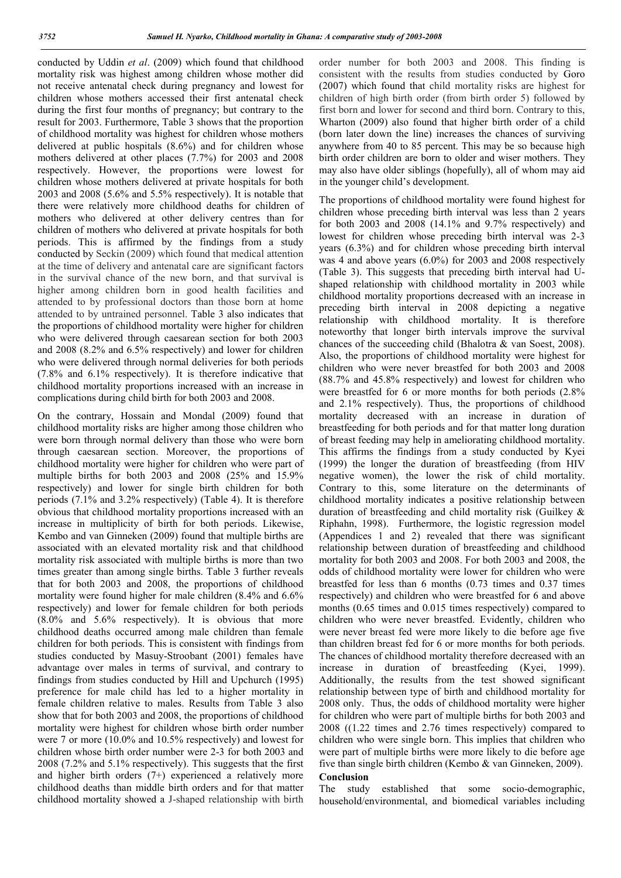conducted by Uddin *et al*. (2009) which found that childhood mortality risk was highest among children whose mother did not receive antenatal check during pregnancy and lowest for children whose mothers accessed their first antenatal check during the first four months of pregnancy; but contrary to the result for 2003. Furthermore, Table 3 shows that the proportion of childhood mortality was highest for children whose mothers delivered at public hospitals (8.6%) and for children whose mothers delivered at other places (7.7%) for 2003 and 2008 respectively. However, the proportions were lowest for children whose mothers delivered at private hospitals for both 2003 and 2008 (5.6% and 5.5% respectively). It is notable that there were relatively more childhood deaths for children of mothers who delivered at other delivery centres than for children of mothers who delivered at private hospitals for both periods. This is affirmed by the findings from a study conducted by Seckin (2009) which found that medical attention at the time of delivery and antenatal care are significant factors in the survival chance of the new born, and that survival is higher among children born in good health facilities and attended to by professional doctors than those born at home attended to by untrained personnel. Table 3 also indicates that the proportions of childhood mortality were higher for children who were delivered through caesarean section for both 2003 and 2008 (8.2% and 6.5% respectively) and lower for children who were delivered through normal deliveries for both periods (7.8% and 6.1% respectively). It is therefore indicative that childhood mortality proportions increased with an increase in complications during child birth for both 2003 and 2008.

On the contrary, Hossain and Mondal (2009) found that childhood mortality risks are higher among those children who were born through normal delivery than those who were born through caesarean section. Moreover, the proportions of childhood mortality were higher for children who were part of multiple births for both 2003 and 2008 (25% and 15.9% respectively) and lower for single birth children for both periods (7.1% and 3.2% respectively) (Table 4). It is therefore obvious that childhood mortality proportions increased with an increase in multiplicity of birth for both periods. Likewise, Kembo and van Ginneken (2009) found that multiple births are associated with an elevated mortality risk and that childhood mortality risk associated with multiple births is more than two times greater than among single births. Table 3 further reveals that for both 2003 and 2008, the proportions of childhood mortality were found higher for male children (8.4% and 6.6% respectively) and lower for female children for both periods (8.0% and 5.6% respectively). It is obvious that more childhood deaths occurred among male children than female children for both periods. This is consistent with findings from studies conducted by Masuy-Stroobant (2001) females have advantage over males in terms of survival, and contrary to findings from studies conducted by Hill and Upchurch (1995) preference for male child has led to a higher mortality in female children relative to males. Results from Table 3 also show that for both 2003 and 2008, the proportions of childhood mortality were highest for children whose birth order number were 7 or more (10.0% and 10.5% respectively) and lowest for children whose birth order number were 2-3 for both 2003 and 2008 (7.2% and 5.1% respectively). This suggests that the first and higher birth orders (7+) experienced a relatively more childhood deaths than middle birth orders and for that matter childhood mortality showed a J-shaped relationship with birth order number for both 2003 and 2008. This finding is consistent with the results from studies conducted by Goro (2007) which found that child mortality risks are highest for children of high birth order (from birth order 5) followed by first born and lower for second and third born. Contrary to this, Wharton (2009) also found that higher birth order of a child (born later down the line) increases the chances of surviving anywhere from 40 to 85 percent. This may be so because high birth order children are born to older and wiser mothers. They may also have older siblings (hopefully), all of whom may aid in the younger child's development.

The proportions of childhood mortality were found highest for children whose preceding birth interval was less than 2 years for both 2003 and 2008 (14.1% and 9.7% respectively) and lowest for children whose preceding birth interval was 2-3 years (6.3%) and for children whose preceding birth interval was 4 and above years (6.0%) for 2003 and 2008 respectively (Table 3). This suggests that preceding birth interval had U-shaped relationship with childhood mortality in 2003 while childhood mortality proportions decreased with an increase in preceding birth interval in 2008 depicting a negative relationship with childhood mortality. It is therefore noteworthy that longer birth intervals improve the survival chances of the succeeding child (Bhalotra & van Soest, 2008). Also, the proportions of childhood mortality were highest for children who were never breastfed for both 2003 and 2008 (88.7% and 45.8% respectively) and lowest for children who were breastfed for 6 or more months for both periods (2.8% and 2.1% respectively). Thus, the proportions of childhood mortality decreased with an increase in duration of breastfeeding for both periods and for that matter long duration of breast feeding may help in ameliorating childhood mortality. This affirms the findings from a study conducted by Kyei (1999) the longer the duration of breastfeeding (from HIV negative women), the lower the risk of child mortality. Contrary to this, some literature on the determinants of childhood mortality indicates a positive relationship between duration of breastfeeding and child mortality risk (Guilkey & Riphahn, 1998). Furthermore, the logistic regression model (Appendices 1 and 2) revealed that there was significant relationship between duration of breastfeeding and childhood mortality for both 2003 and 2008. For both 2003 and 2008, the odds of childhood mortality were lower for children who were breastfed for less than 6 months (0.73 times and 0.37 times respectively) and children who were breastfed for 6 and above months (0.65 times and 0.015 times respectively) compared to children who were never breastfed. Evidently, children who were never breast fed were more likely to die before age five than children breast fed for 6 or more months for both periods. The chances of childhood mortality therefore decreased with an increase in duration of breastfeeding (Kyei, 1999). Additionally, the results from the test showed significant relationship between type of birth and childhood mortality for 2008 only. Thus, the odds of childhood mortality were higher for children who were part of multiple births for both 2003 and 2008 ((1.22 times and 2.76 times respectively) compared to children who were single born. This implies that children who were part of multiple births were more likely to die before age five than single birth children (Kembo & van Ginneken, 2009).

## Conclusion

The study established that some socio-demographic, household/environmental, and biomedical variables including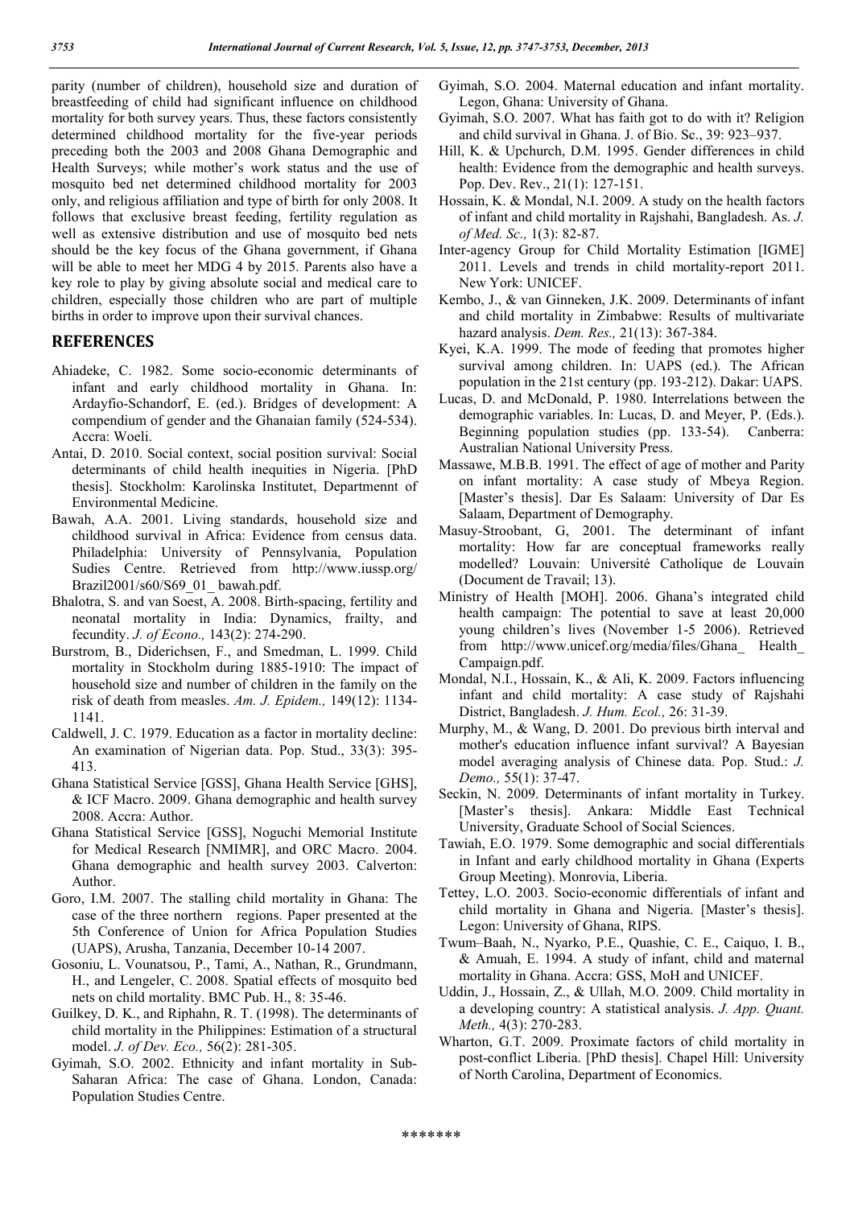parity (number of children), household size and duration of breastfeeding of child had significant influence on childhood mortality for both survey years. Thus, these factors consistently determined childhood mortality for the five-year periods preceding both the 2003 and 2008 Ghana Demographic and Health Surveys; while mother's work status and the use of mosquito bed net determined childhood mortality for 2003 only, and religious affiliation and type of birth for only 2008. It follows that exclusive breast feeding, fertility regulation as well as extensive distribution and use of mosquito bed nets should be the key focus of the Ghana government, if Ghana will be able to meet her MDG 4 by 2015. Parents also have a key role to play by giving absolute social and medical care to children, especially those children who are part of multiple births in order to improve upon their survival chances.

## REFERENCES

- Ahiadeke, C. 1982. Some socio-economic determinants of infant and early childhood mortality in Ghana. In: Ardayfio-Schandorf, E. (ed.). Bridges of development: A compendium of gender and the Ghanaian family (524-534). Accra: Woeli.
- Antai, D. 2010. Social context, social position survival: Social determinants of child health inequities in Nigeria. [PhD thesis]. Stockholm: Karolinska Institutet, Departmennt of Environmental Medicine.
- Bawah, A.A. 2001. Living standards, household size and childhood survival in Africa: Evidence from census data. Philadelphia: University of Pennsylvania, Population Sudies Centre. Retrieved from http://www.iussp.org/Brazil2001/s60/S69_01_ bawah.pdf.
- Bhalotra, S. and van Soest, A. 2008. Birth-spacing, fertility and neonatal mortality in India: Dynamics, frailty, and fecundity. *J. of Econo.,* 143(2): 274-290.
- Burstrom, B., Diderichsen, F., and Smedman, L. 1999. Child mortality in Stockholm during 1885-1910: The impact of household size and number of children in the family on the risk of death from measles. *Am. J. Epidem.,* 149(12): 1134-1141.
- Caldwell, J. C. 1979. Education as a factor in mortality decline: An examination of Nigerian data. Pop. Stud., 33(3): 395-413.
- Ghana Statistical Service [GSS], Ghana Health Service [GHS], & ICF Macro. 2009. Ghana demographic and health survey 2008. Accra: Author.
- Ghana Statistical Service [GSS], Noguchi Memorial Institute for Medical Research [NMIMR], and ORC Macro. 2004. Ghana demographic and health survey 2003. Calverton: Author.
- Goro, I.M. 2007. The stalling child mortality in Ghana: The case of the three northern regions. Paper presented at the 5th Conference of Union for Africa Population Studies (UAPS), Arusha, Tanzania, December 10-14 2007.
- Gosoniu, L. Vounatsou, P., Tami, A., Nathan, R., Grundmann, H., and Lengeler, C. 2008. Spatial effects of mosquito bed nets on child mortality. BMC Pub. H., 8: 35-46.
- Guilkey, D. K., and Riphahn, R. T. (1998). The determinants of child mortality in the Philippines: Estimation of a structural model. *J. of Dev. Eco.,* 56(2): 281-305.
- Gyimah, S.O. 2002. Ethnicity and infant mortality in Sub-Saharan Africa: The case of Ghana. London, Canada: Population Studies Centre.
- Gyimah, S.O. 2004. Maternal education and infant mortality. Legon, Ghana: University of Ghana.
- Gyimah, S.O. 2007. What has faith got to do with it? Religion and child survival in Ghana. J. of Bio. Sc., 39: 923–937.
- Hill, K. & Upchurch, D.M. 1995. Gender differences in child health: Evidence from the demographic and health surveys. Pop. Dev. Rev., 21(1): 127-151.
- Hossain, K. & Mondal, N.I. 2009. A study on the health factors of infant and child mortality in Rajshahi, Bangladesh. As. *J. of Med. Sc.,* 1(3): 82-87.
- Inter-agency Group for Child Mortality Estimation [IGME] 2011. Levels and trends in child mortality-report 2011. New York: UNICEF.
- Kembo, J., & van Ginneken, J.K. 2009. Determinants of infant and child mortality in Zimbabwe: Results of multivariate hazard analysis. *Dem. Res.,* 21(13): 367-384.
- Kyei, K.A. 1999. The mode of feeding that promotes higher survival among children. In: UAPS (ed.). The African population in the 21st century (pp. 193-212). Dakar: UAPS.
- Lucas, D. and McDonald, P. 1980. Interrelations between the demographic variables. In: Lucas, D. and Meyer, P. (Eds.). Beginning population studies (pp. 133-54). Canberra: Australian National University Press.
- Massawe, M.B.B. 1991. The effect of age of mother and Parity on infant mortality: A case study of Mbeya Region. [Master's thesis]. Dar Es Salaam: University of Dar Es Salaam, Department of Demography.
- Masuy-Stroobant, G, 2001. The determinant of infant mortality: How far are conceptual frameworks really modelled? Louvain: Université Catholique de Louvain (Document de Travail; 13).
- Ministry of Health [MOH]. 2006. Ghana's integrated child health campaign: The potential to save at least 20,000 young children's lives (November 1-5 2006). Retrieved from http://www.unicef.org/media/files/Ghana_ Health_ Campaign.pdf.
- Mondal, N.I., Hossain, K., & Ali, K. 2009. Factors influencing infant and child mortality: A case study of Rajshahi District, Bangladesh. *J. Hum. Ecol.,* 26: 31-39.
- Murphy, M., & Wang, D. 2001. Do previous birth interval and mother's education influence infant survival? A Bayesian model averaging analysis of Chinese data. Pop. Stud.: *J. Demo.,* 55(1): 37-47.
- Seckin, N. 2009. Determinants of infant mortality in Turkey. [Master's thesis]. Ankara: Middle East Technical University, Graduate School of Social Sciences.
- Tawiah, E.O. 1979. Some demographic and social differentials in Infant and early childhood mortality in Ghana (Experts Group Meeting). Monrovia, Liberia.
- Tettey, L.O. 2003. Socio-economic differentials of infant and child mortality in Ghana and Nigeria. [Master's thesis]. Legon: University of Ghana, RIPS.
- Twum–Baah, N., Nyarko, P.E., Quashie, C. E., Caiquo, I. B., & Amuah, E. 1994. A study of infant, child and maternal mortality in Ghana. Accra: GSS, MoH and UNICEF.
- Uddin, J., Hossain, Z., & Ullah, M.O. 2009. Child mortality in a developing country: A statistical analysis. *J. App. Quant. Meth.,* 4(3): 270-283.
- Wharton, G.T. 2009. Proximate factors of child mortality in post-conflict Liberia. [PhD thesis]. Chapel Hill: University of North Carolina, Department of Economics.

*******